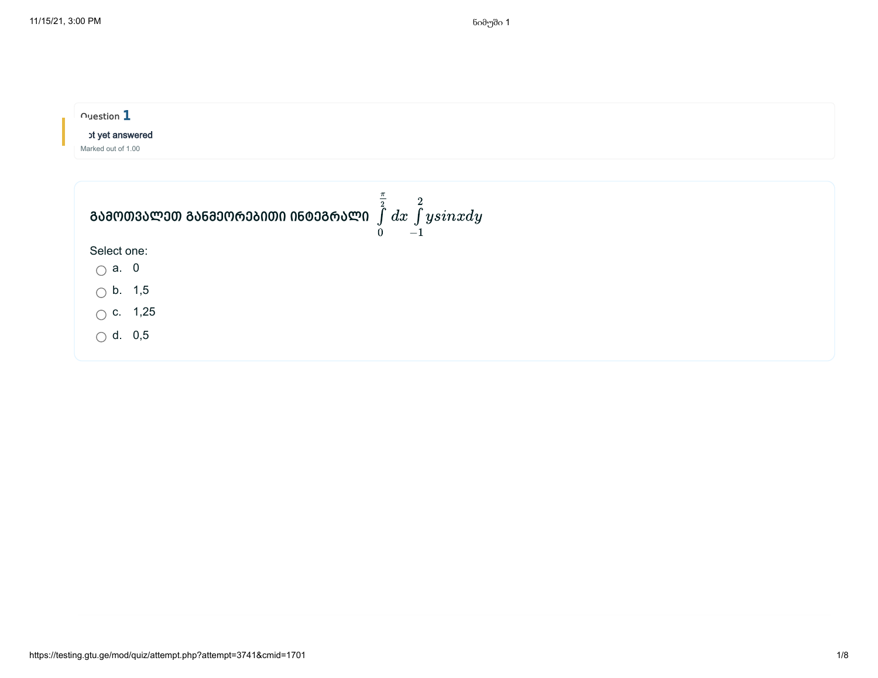Question **1**

Not yet answered

Marked out of 1.00

**გამოთვალეთ განმეორებითი ინტეგრალი** $\int\limits_{0}^{\frac{\pi}{2}} dx \int\limits_{-1}^{2} y sin x dy$

Select one:

- a. 0
- b. 1,5
- c. 1,25
- d. 0,5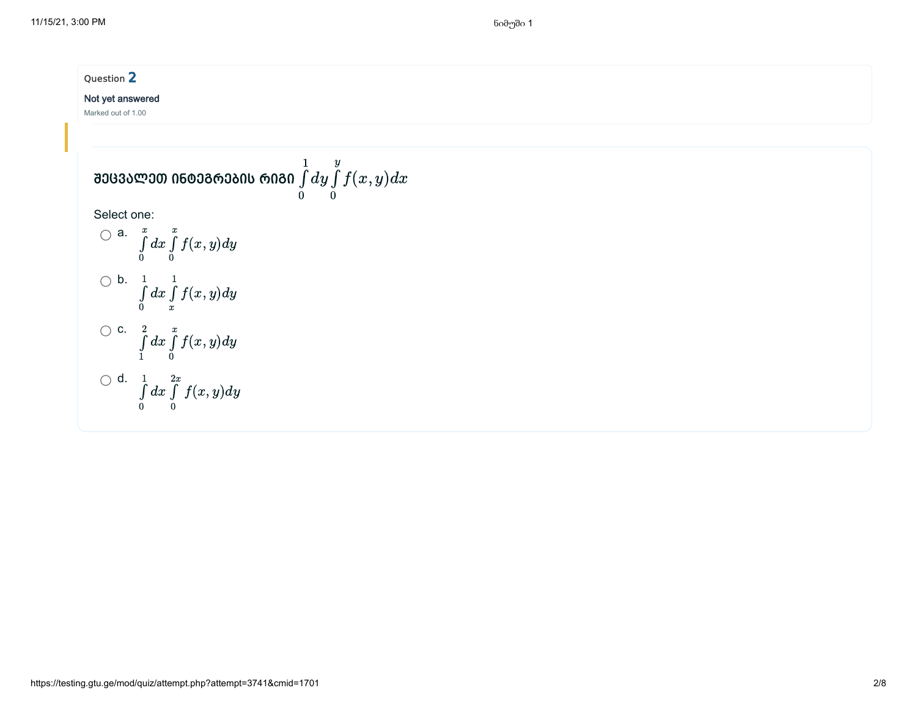Question **2**

Not yet answered

Marked out of 1.00

შეცვალეთ ინტეგრების რიგი $\int\limits_0^1 dy \int\limits_0^y f(x,y)dx$

Select one:

- a. $\int\limits_0^x dx \int\limits_0^x f(x,y)dy$
- b. $\int\limits_0^1 dx \int\limits_x^1 f(x,y)dy$
- c. $\int\limits_1^2 dx \int\limits_0^x f(x,y)dy$
- d. $\int\limits_0^1 dx \int\limits_0^{2x} f(x,y)dy$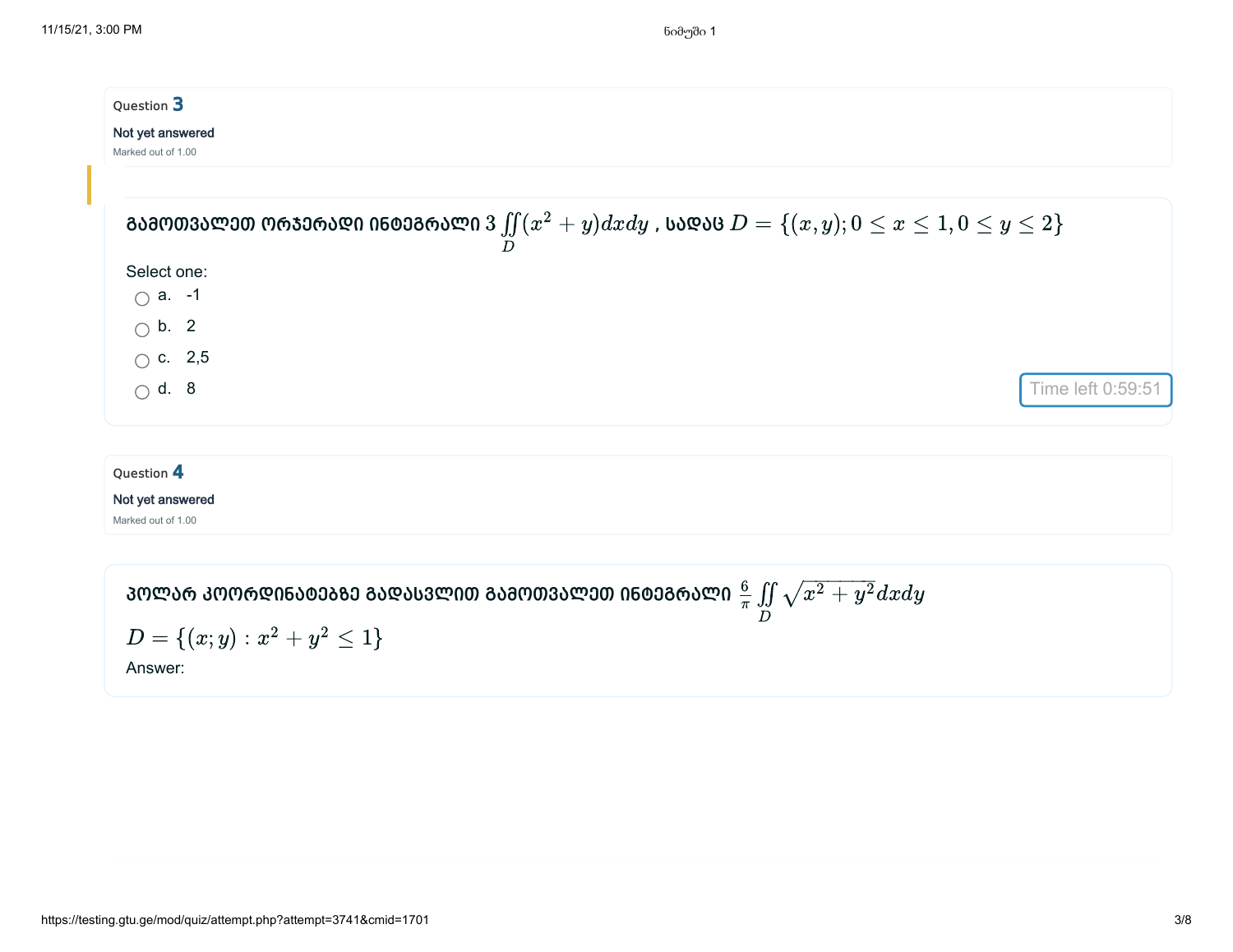Question **3**

Not yet answered

Marked out of 1.00

გამოთვალეთ ორჯერადი ინტეგრალი $3\iint\limits_{D}(x^2+y)dxdy$ , სადაც $D=\{(x,y);0\leq x\leq 1,0\leq y\leq 2\}$

Select one:

- a. -1
- b. 2
- c. 2,5
- d. 8

Question **4**

Not yet answered

Marked out of 1.00

პოლარ კოორდინატებზე გადასვლით გამოთვალეთ ინტეგრალი $\frac{6}{\pi}\iint\limits_{D}\sqrt{x^2+y^2}dxdy$

$D=\{(x;y):x^2+y^2\leq 1\}$

Answer: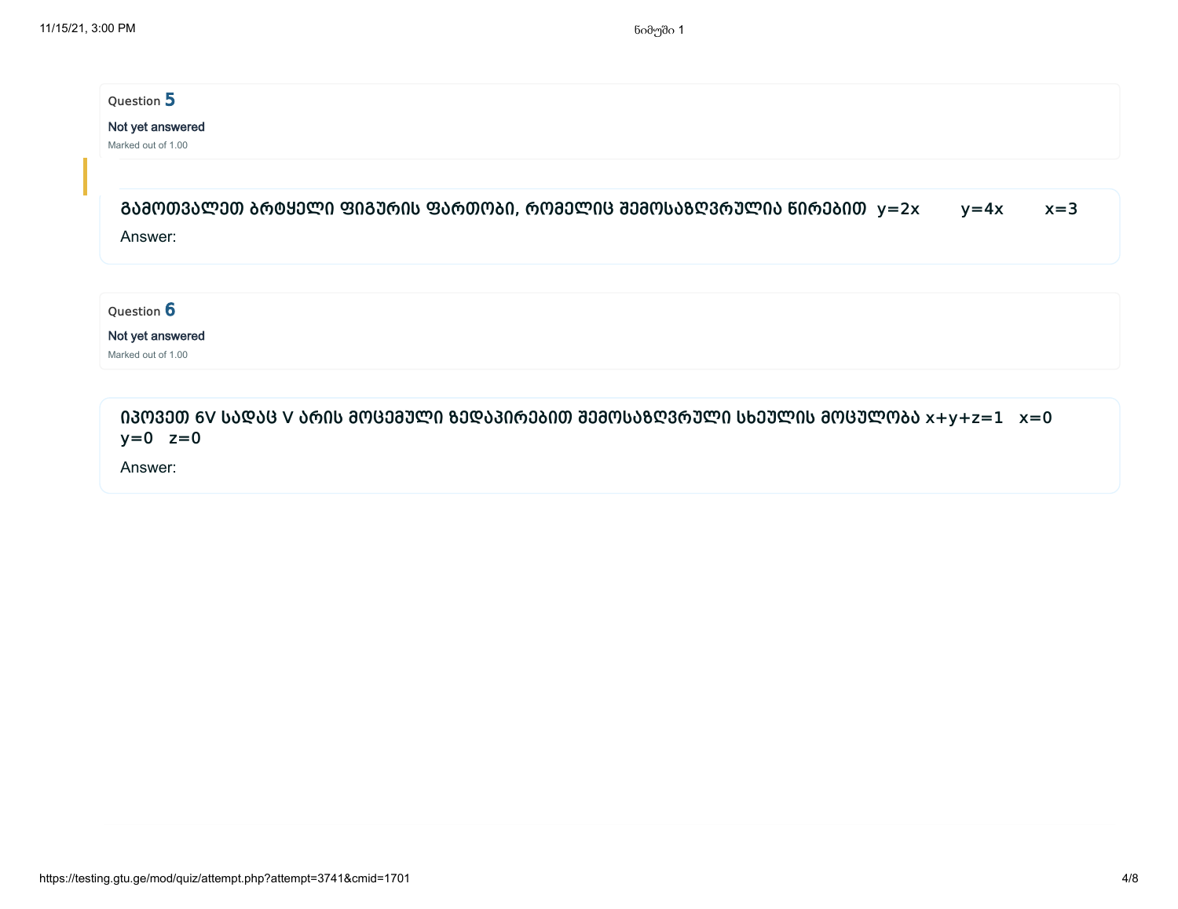Question **5**

Not yet answered

Marked out of 1.00

გამოთვალეთ ბრტყელი ფიგურის ფართობი, რომელიც შემოსაზღვრულია წირებით $y=2x$ $y=4x$ $x=3$

Answer:

Question **6**

Not yet answered

Marked out of 1.00

იპოვეთ 6V სადაც V არის მოცემული ზედაპირებით შემოსაზღვრული სხეულის მოცულობა $x+y+z=1$ $x=0$ $y=0$ $z=0$

Answer: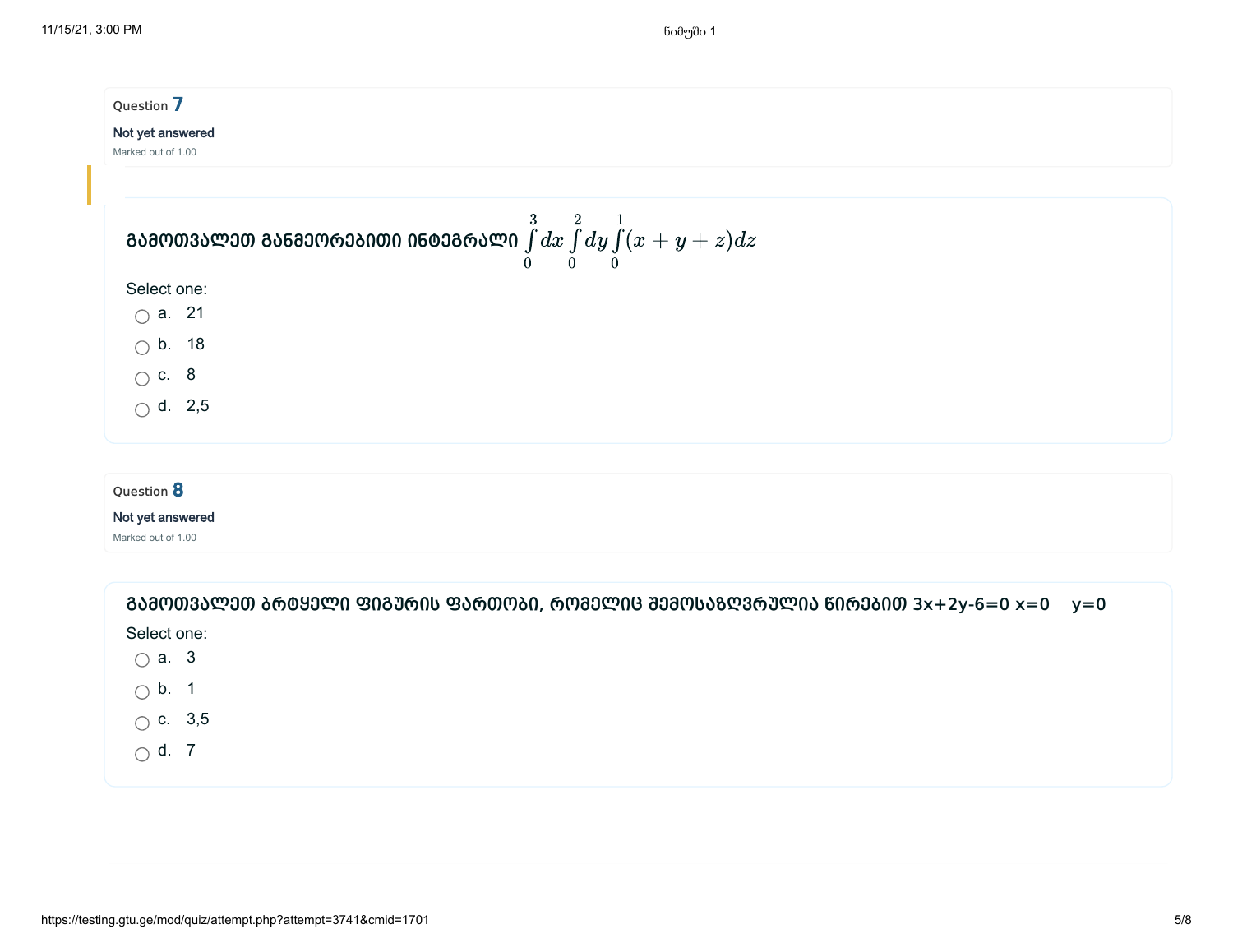Question **7**

Not yet answered

Marked out of 1.00

გამოთვალეთ განმეორებითი ინტეგრალი $\int_0^3 dx \int_0^2 dy \int_0^1 (x+y+z)dz$

Select one:

- a. 21
- b. 18
- c. 8
- d. 2,5

Question **8**

Not yet answered

Marked out of 1.00

გამოთვალეთ ბრტყელი ფიგურის ფართობი, რომელიც შემოსაზღვრულია წირებით 3x+2y-6=0 x=0  y=0

Select one:

- a. 3
- b. 1
- c. 3,5
- d. 7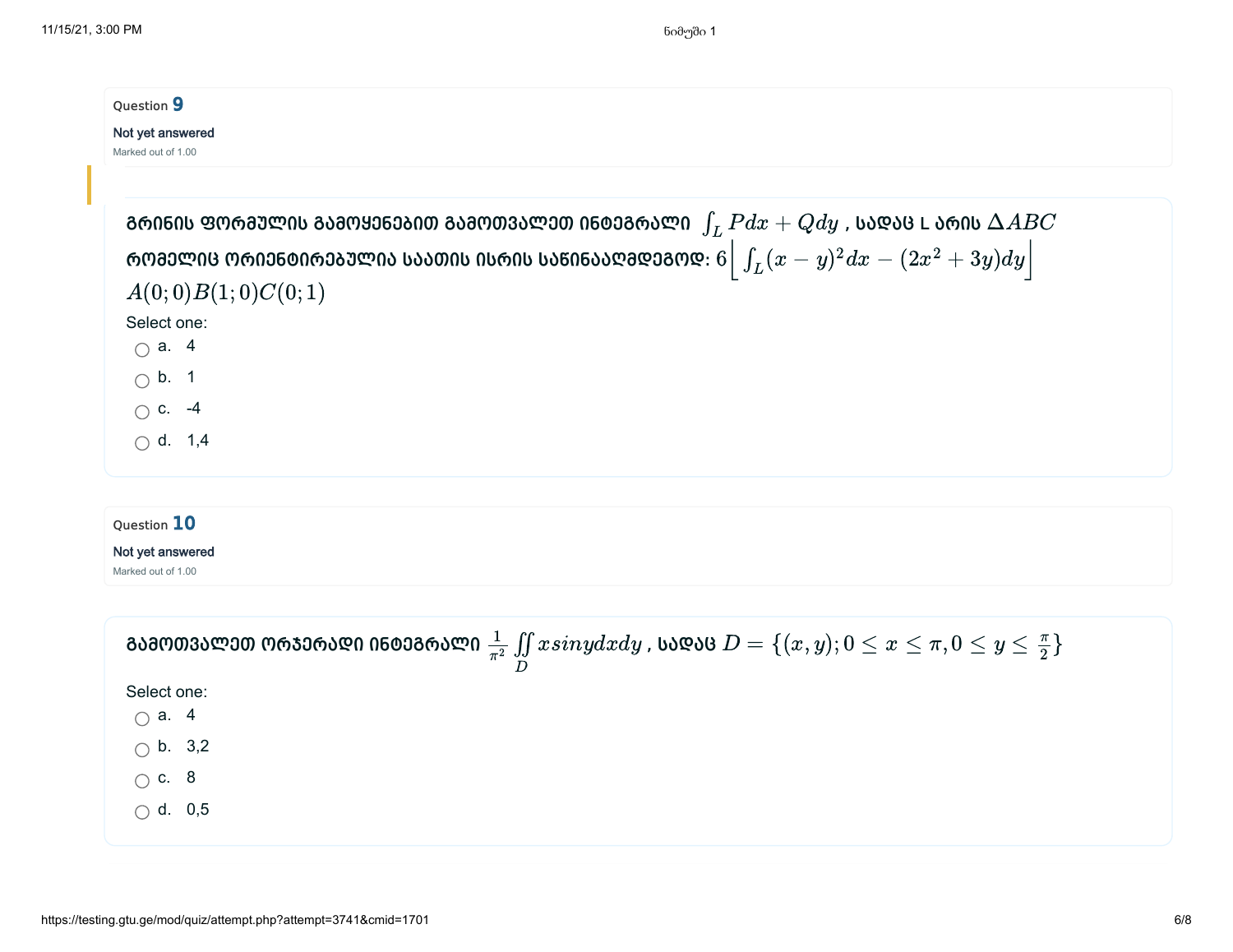Question **9**

Not yet answered

Marked out of 1.00

გრინის ფორმულის გამოყენებით გამოთვალეთ ინტეგრალი $\int_L Pdx + Qdy$ , სადაც L არის $\Delta ABC$ რომელიც ორიენტირებულია საათის ისრის საწინააღმდეგოდ: $6\left[\int_L (x-y)^2 dx - (2x^2+3y)dy\right]$ $A(0;0)B(1;0)C(0;1)$

Select one:

- a. 4
- b. 1
- c. -4
- d. 1,4

Question **10**

Not yet answered

Marked out of 1.00

გამოთვალეთ ორჯერადი ინტეგრალი $\frac{1}{\pi^2}\iint\limits_D x sin y dxdy$ , სადაც $D = \{(x,y); 0 \leq x \leq \pi, 0 \leq y \leq \frac{\pi}{2}\}$

Select one:

- a. 4
- b. 3,2
- c. 8
- d. 0,5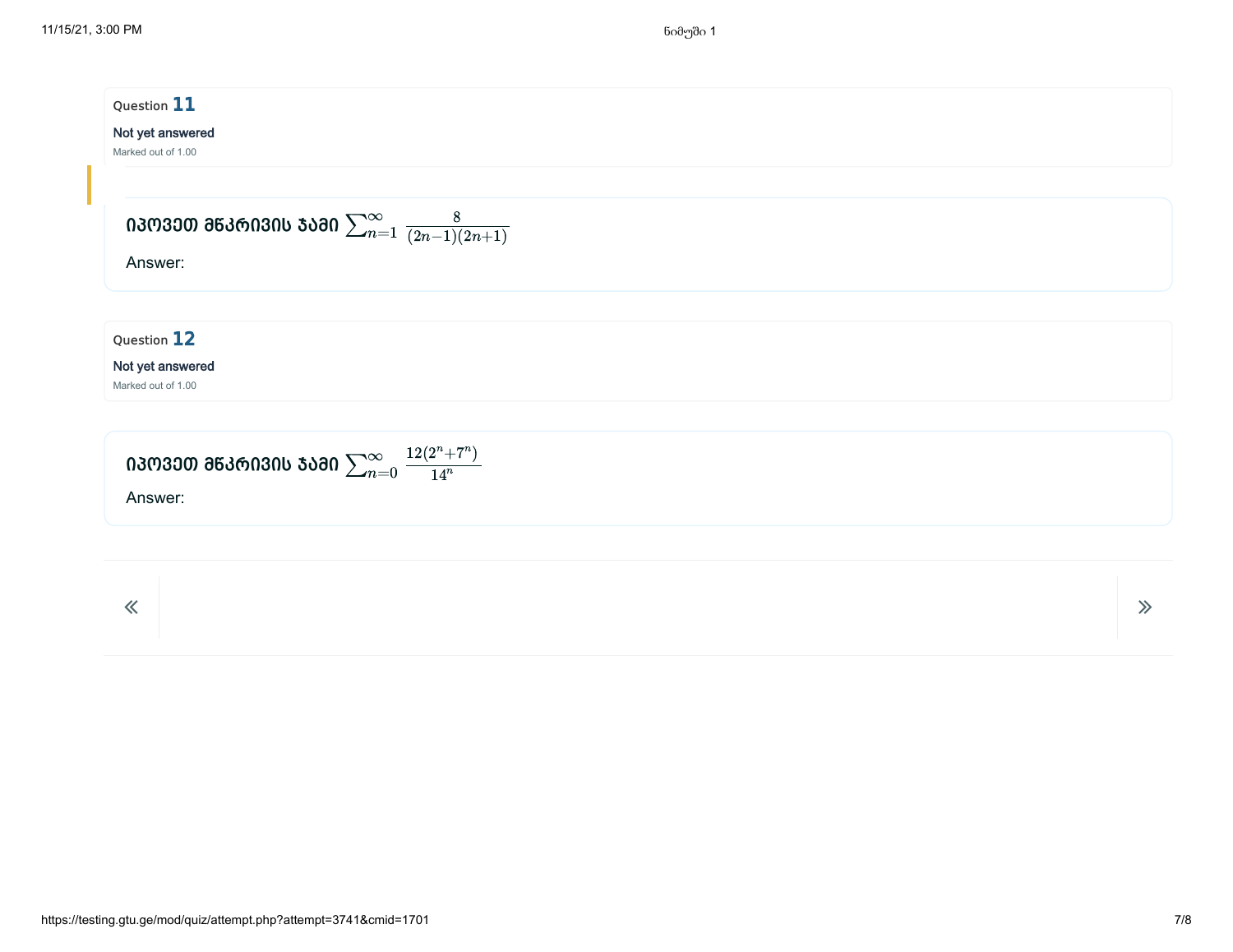Question **11**

Not yet answered

Marked out of 1.00

იპოვეთ მწკრივის ჯამი $\sum_{n=1}^{\infty} \frac{8}{(2n-1)(2n+1)}$

Answer:

Question **12**

Not yet answered

Marked out of 1.00

იპოვეთ მწკრივის ჯამი $\sum_{n=0}^{\infty} \frac{12(2^n+7^n)}{14^n}$

Answer: